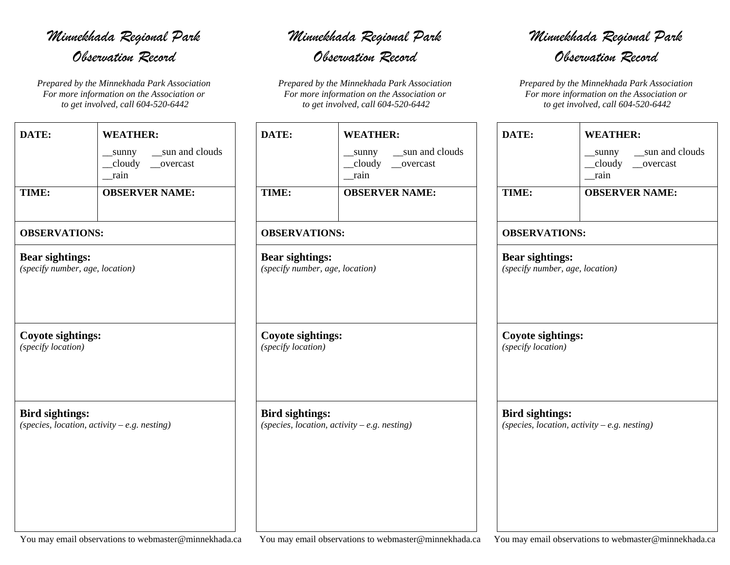# Minnekhada Regional Park
## Observation Record

*Prepared by the Minnekhada Park Association*
*For more information on the Association or to get involved, call 604-520-6442*

| **DATE:** | **WEATHER:** __sunny __sun and clouds __cloudy __overcast __rain |
|---|---|
| **TIME:** | **OBSERVER NAME:** |
| **OBSERVATIONS:** | |
| **Bear sightings:** *(specify number, age, location)* | |
| **Coyote sightings:** *(specify location)* | |
| **Bird sightings:** *(species, location, activity – e.g. nesting)* | |

You may email observations to webmaster@minnekhada.ca

# Minnekhada Regional Park
## Observation Record

*Prepared by the Minnekhada Park Association*
*For more information on the Association or to get involved, call 604-520-6442*

| **DATE:** | **WEATHER:** __sunny __sun and clouds __cloudy __overcast __rain |
|---|---|
| **TIME:** | **OBSERVER NAME:** |
| **OBSERVATIONS:** | |
| **Bear sightings:** *(specify number, age, location)* | |
| **Coyote sightings:** *(specify location)* | |
| **Bird sightings:** *(species, location, activity – e.g. nesting)* | |

You may email observations to webmaster@minnekhada.ca

# Minnekhada Regional Park
## Observation Record

*Prepared by the Minnekhada Park Association*
*For more information on the Association or to get involved, call 604-520-6442*

| **DATE:** | **WEATHER:** __sunny __sun and clouds __cloudy __overcast __rain |
|---|---|
| **TIME:** | **OBSERVER NAME:** |
| **OBSERVATIONS:** | |
| **Bear sightings:** *(specify number, age, location)* | |
| **Coyote sightings:** *(specify location)* | |
| **Bird sightings:** *(species, location, activity – e.g. nesting)* | |

You may email observations to webmaster@minnekhada.ca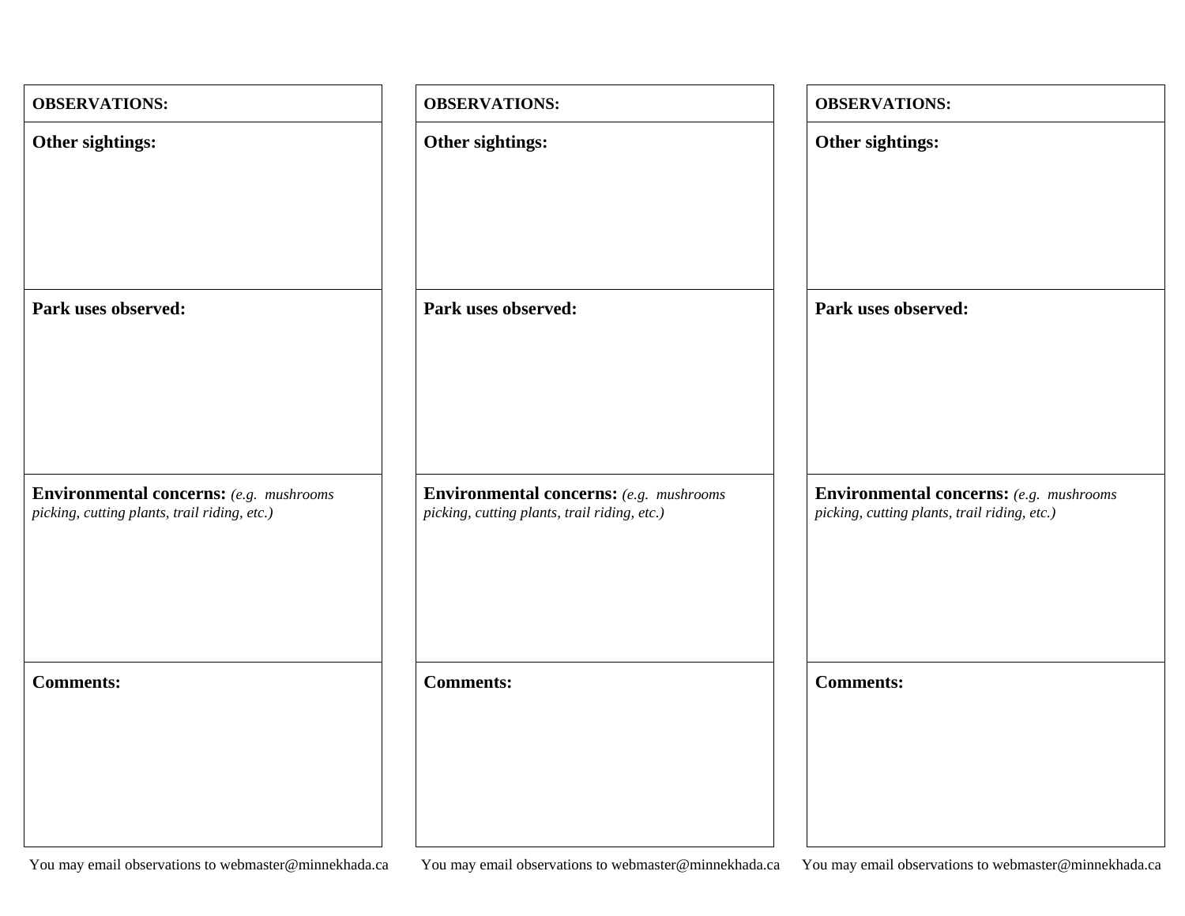| OBSERVATIONS: |
| --- |
| **Other sightings:** |
| **Park uses observed:** |
| **Environmental concerns:** *(e.g. mushrooms picking, cutting plants, trail riding, etc.)* |
| **Comments:** |

You may email observations to webmaster@minnekhada.ca

| OBSERVATIONS: |
| --- |
| **Other sightings:** |
| **Park uses observed:** |
| **Environmental concerns:** *(e.g. mushrooms picking, cutting plants, trail riding, etc.)* |
| **Comments:** |

You may email observations to webmaster@minnekhada.ca

| OBSERVATIONS: |
| --- |
| **Other sightings:** |
| **Park uses observed:** |
| **Environmental concerns:** *(e.g. mushrooms picking, cutting plants, trail riding, etc.)* |
| **Comments:** |

You may email observations to webmaster@minnekhada.ca